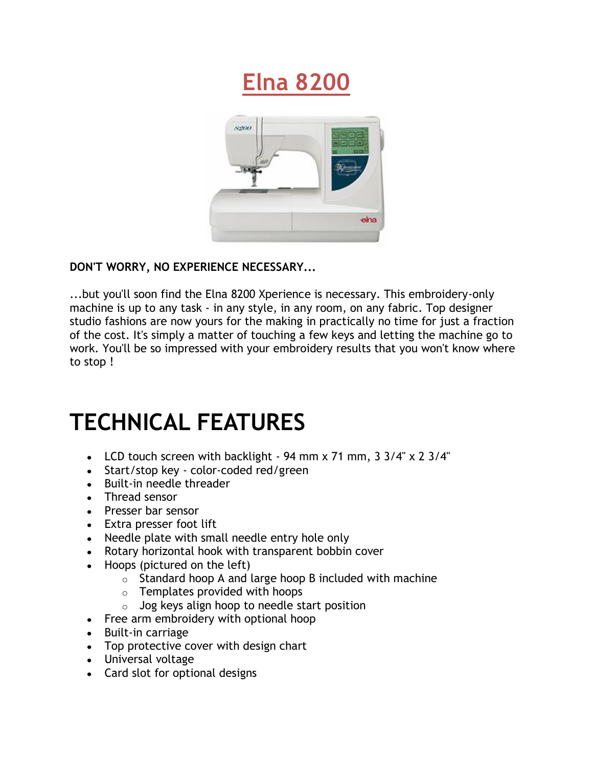# Elna 8200

**DON'T WORRY, NO EXPERIENCE NECESSARY...**

...but you'll soon find the Elna 8200 Xperience is necessary. This embroidery-only machine is up to any task - in any style, in any room, on any fabric. Top designer studio fashions are now yours for the making in practically no time for just a fraction of the cost. It's simply a matter of touching a few keys and letting the machine go to work. You'll be so impressed with your embroidery results that you won't know where to stop !

# TECHNICAL FEATURES

- LCD touch screen with backlight - 94 mm x 71 mm, 3 3/4" x 2 3/4"
- Start/stop key - color-coded red/green
- Built-in needle threader
- Thread sensor
- Presser bar sensor
- Extra presser foot lift
- Needle plate with small needle entry hole only
- Rotary horizontal hook with transparent bobbin cover
- Hoops (pictured on the left)
  - Standard hoop A and large hoop B included with machine
  - Templates provided with hoops
  - Jog keys align hoop to needle start position
- Free arm embroidery with optional hoop
- Built-in carriage
- Top protective cover with design chart
- Universal voltage
- Card slot for optional designs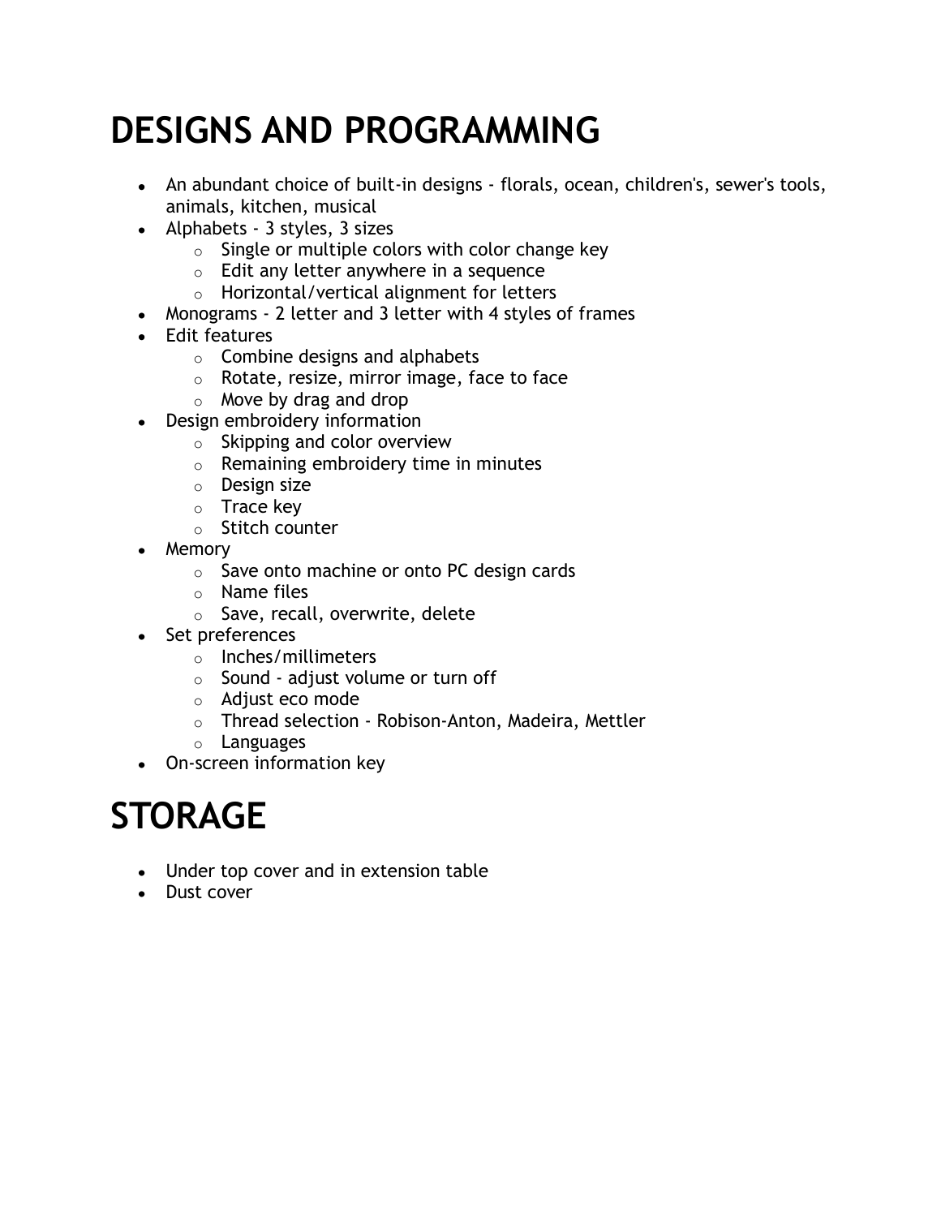# DESIGNS AND PROGRAMMING

- An abundant choice of built-in designs - florals, ocean, children's, sewer's tools, animals, kitchen, musical
- Alphabets - 3 styles, 3 sizes
  - Single or multiple colors with color change key
  - Edit any letter anywhere in a sequence
  - Horizontal/vertical alignment for letters
- Monograms - 2 letter and 3 letter with 4 styles of frames
- Edit features
  - Combine designs and alphabets
  - Rotate, resize, mirror image, face to face
  - Move by drag and drop
- Design embroidery information
  - Skipping and color overview
  - Remaining embroidery time in minutes
  - Design size
  - Trace key
  - Stitch counter
- Memory
  - Save onto machine or onto PC design cards
  - Name files
  - Save, recall, overwrite, delete
- Set preferences
  - Inches/millimeters
  - Sound - adjust volume or turn off
  - Adjust eco mode
  - Thread selection - Robison-Anton, Madeira, Mettler
  - Languages
- On-screen information key

# STORAGE

- Under top cover and in extension table
- Dust cover